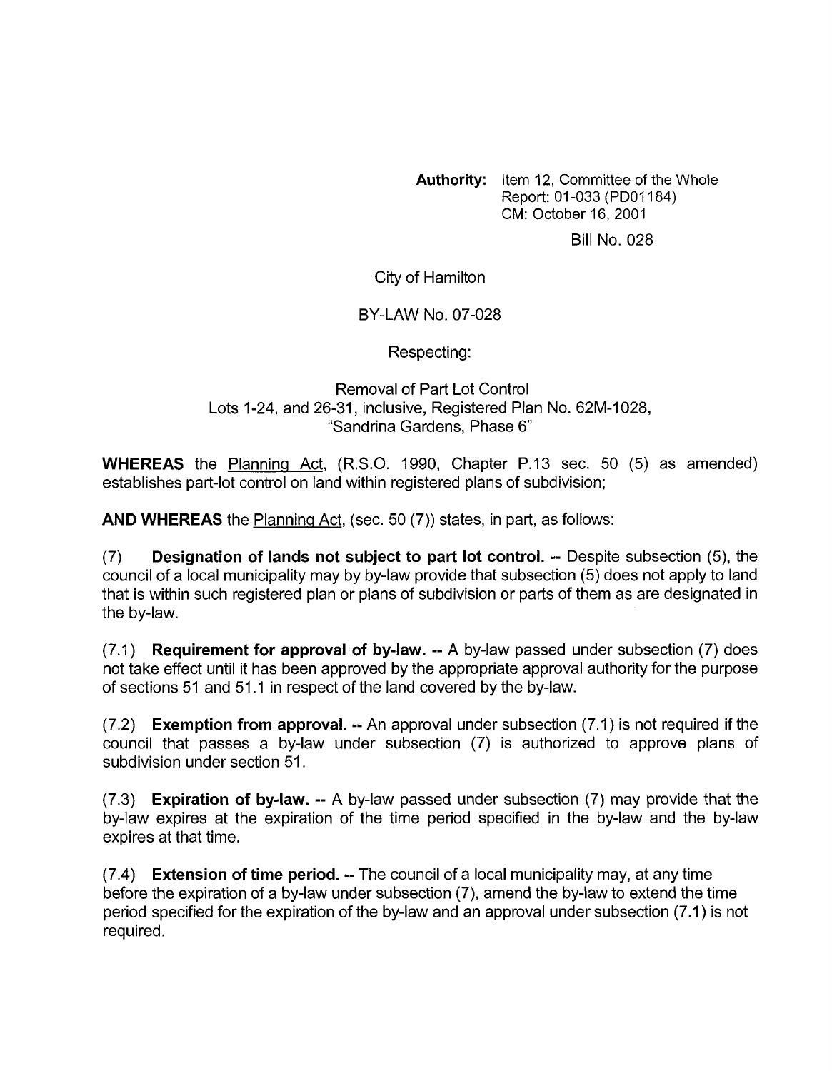**Authority:** Item 12, Committee of the Whole
Report: 01-033 (PD01184)
CM: October 16, 2001

Bill No. 028

City of Hamilton

BY-LAW No. 07-028

Respecting:

Removal of Part Lot Control
Lots 1-24, and 26-31, inclusive, Registered Plan No. 62M-1028,
"Sandrina Gardens, Phase 6"

**WHEREAS** the Planning Act, (R.S.O. 1990, Chapter P.13 sec. 50 (5) as amended) establishes part-lot control on land within registered plans of subdivision;

**AND WHEREAS** the Planning Act, (sec. 50 (7)) states, in part, as follows:

(7) **Designation of lands not subject to part lot control. --** Despite subsection (5), the council of a local municipality may by by-law provide that subsection (5) does not apply to land that is within such registered plan or plans of subdivision or parts of them as are designated in the by-law.

(7.1) **Requirement for approval of by-law. --** A by-law passed under subsection (7) does not take effect until it has been approved by the appropriate approval authority for the purpose of sections 51 and 51.1 in respect of the land covered by the by-law.

(7.2) **Exemption from approval. --** An approval under subsection (7.1) is not required if the council that passes a by-law under subsection (7) is authorized to approve plans of subdivision under section 51.

(7.3) **Expiration of by-law. --** A by-law passed under subsection (7) may provide that the by-law expires at the expiration of the time period specified in the by-law and the by-law expires at that time.

(7.4) **Extension of time period. --** The council of a local municipality may, at any time before the expiration of a by-law under subsection (7), amend the by-law to extend the time period specified for the expiration of the by-law and an approval under subsection (7.1) is not required.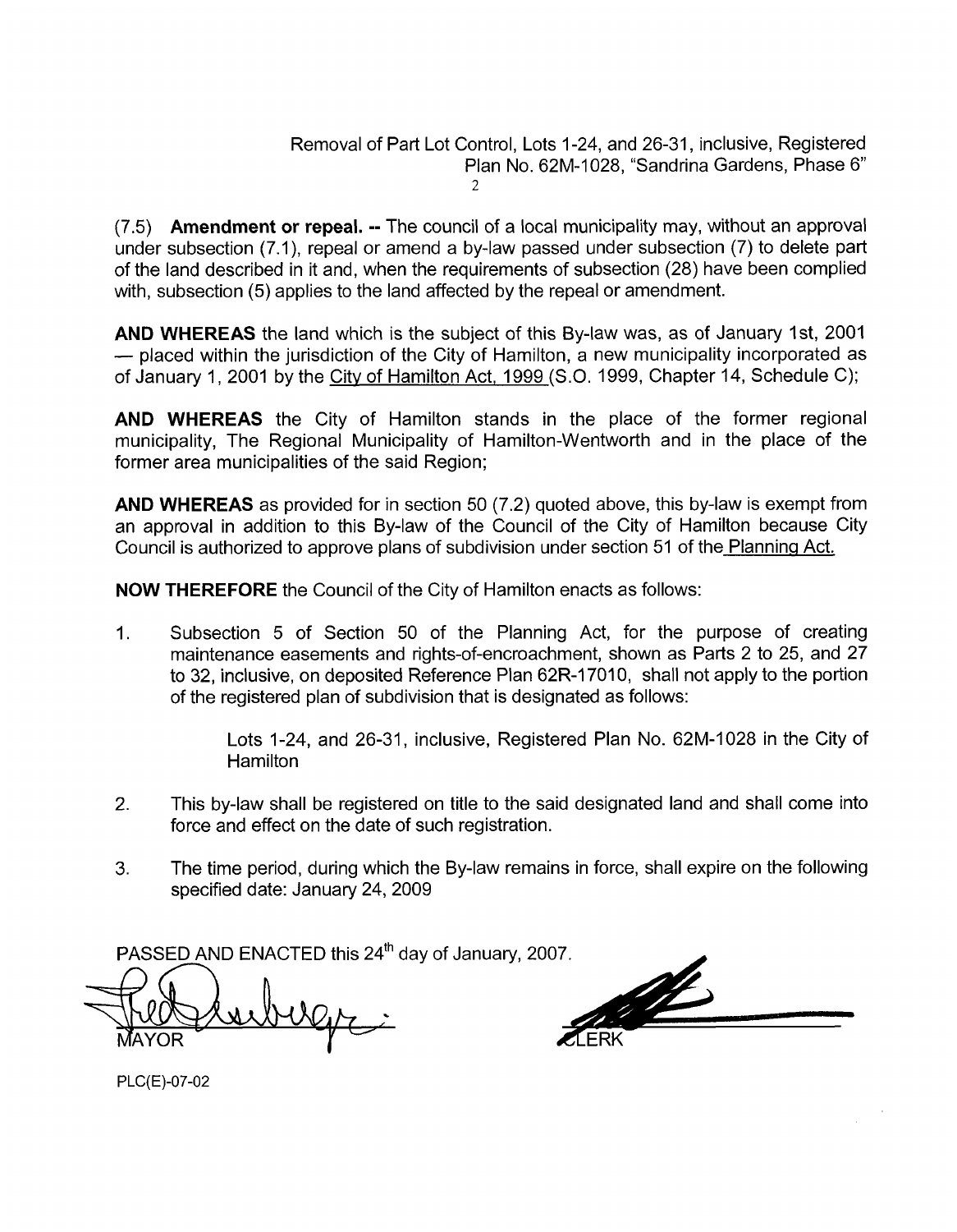(7.5) **Amendment or repeal. --** The council of a local municipality may, without an approval under subsection (7.1), repeal or amend a by-law passed under subsection (7) to delete part of the land described in it and, when the requirements of subsection (28) have been complied with, subsection (5) applies to the land affected by the repeal or amendment.

**AND WHEREAS** the land which is the subject of this By-law was, as of January 1st, 2001 — placed within the jurisdiction of the City of Hamilton, a new municipality incorporated as of January 1, 2001 by the City of Hamilton Act, 1999 (S.O. 1999, Chapter 14, Schedule C);

**AND WHEREAS** the City of Hamilton stands in the place of the former regional municipality, The Regional Municipality of Hamilton-Wentworth and in the place of the former area municipalities of the said Region;

**AND WHEREAS** as provided for in section 50 (7.2) quoted above, this by-law is exempt from an approval in addition to this By-law of the Council of the City of Hamilton because City Council is authorized to approve plans of subdivision under section 51 of the Planning Act.

**NOW THEREFORE** the Council of the City of Hamilton enacts as follows:

1. Subsection 5 of Section 50 of the Planning Act, for the purpose of creating maintenance easements and rights-of-encroachment, shown as Parts 2 to 25, and 27 to 32, inclusive, on deposited Reference Plan 62R-17010, shall not apply to the portion of the registered plan of subdivision that is designated as follows:

   Lots 1-24, and 26-31, inclusive, Registered Plan No. 62M-1028 in the City of Hamilton

2. This by-law shall be registered on title to the said designated land and shall come into force and effect on the date of such registration.

3. The time period, during which the By-law remains in force, shall expire on the following specified date: January 24, 2009

PASSED AND ENACTED this 24th day of January, 2007.

MAYOR

CLERK

PLC(E)-07-02